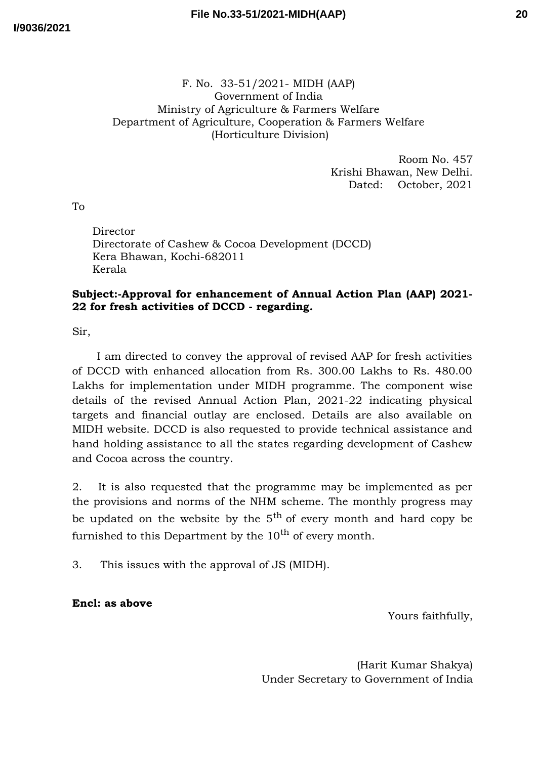F. No. 33-51/2021- MIDH (AAP)
Government of India
Ministry of Agriculture & Farmers Welfare
Department of Agriculture, Cooperation & Farmers Welfare
(Horticulture Division)

Room No. 457
Krishi Bhawan, New Delhi.
Dated: October, 2021

To

Director
Directorate of Cashew & Cocoa Development (DCCD)
Kera Bhawan, Kochi-682011
Kerala

**Subject:-Approval for enhancement of Annual Action Plan (AAP) 2021-22 for fresh activities of DCCD - regarding.**

Sir,

I am directed to convey the approval of revised AAP for fresh activities of DCCD with enhanced allocation from Rs. 300.00 Lakhs to Rs. 480.00 Lakhs for implementation under MIDH programme. The component wise details of the revised Annual Action Plan, 2021-22 indicating physical targets and financial outlay are enclosed. Details are also available on MIDH website. DCCD is also requested to provide technical assistance and hand holding assistance to all the states regarding development of Cashew and Cocoa across the country.

2. It is also requested that the programme may be implemented as per the provisions and norms of the NHM scheme. The monthly progress may be updated on the website by the 5th of every month and hard copy be furnished to this Department by the 10th of every month.

3. This issues with the approval of JS (MIDH).

**Encl: as above**

Yours faithfully,

(Harit Kumar Shakya)
Under Secretary to Government of India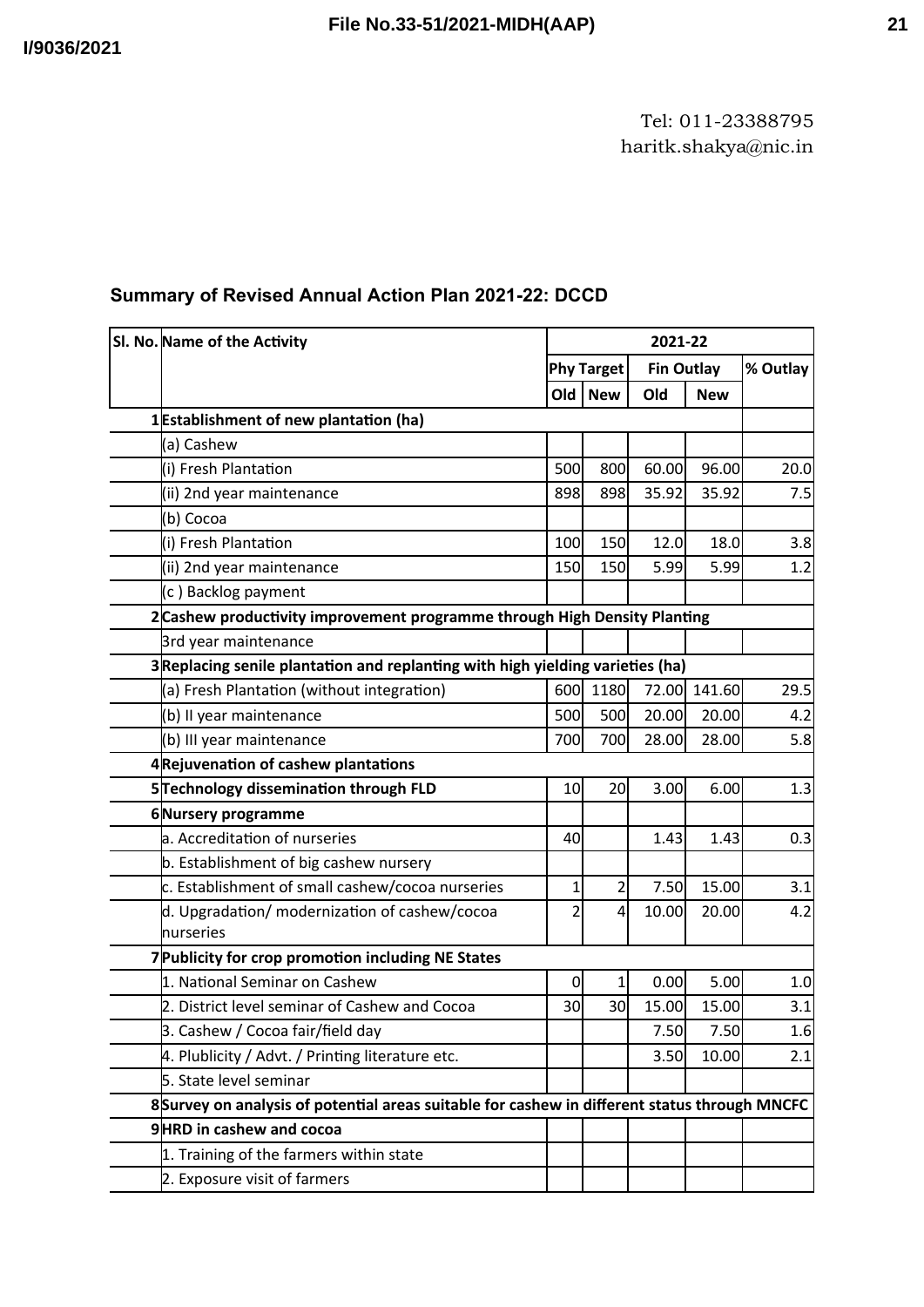Tel: 011-23388795
haritk.shakya@nic.in

## Summary of Revised Annual Action Plan 2021-22: DCCD

| Sl. No. | Name of the Activity | 2021-22 | | | | |
|---|---|---|---|---|---|---|
| | | Phy Target | | Fin Outlay | | % Outlay |
| | | Old | New | Old | New | |
| 1 | **Establishment of new plantation (ha)** | | | | | |
| | (a) Cashew | | | | | |
| | (i) Fresh Plantation | 500 | 800 | 60.00 | 96.00 | 20.0 |
| | (ii) 2nd year maintenance | 898 | 898 | 35.92 | 35.92 | 7.5 |
| | (b) Cocoa | | | | | |
| | (i) Fresh Plantation | 100 | 150 | 12.0 | 18.0 | 3.8 |
| | (ii) 2nd year maintenance | 150 | 150 | 5.99 | 5.99 | 1.2 |
| | (c ) Backlog payment | | | | | |
| 2 | **Cashew productivity improvement programme through High Density Planting** | | | | | |
| | 3rd year maintenance | | | | | |
| 3 | **Replacing senile plantation and replanting with high yielding varieties (ha)** | | | | | |
| | (a) Fresh Plantation (without integration) | 600 | 1180 | 72.00 | 141.60 | 29.5 |
| | (b) II year maintenance | 500 | 500 | 20.00 | 20.00 | 4.2 |
| | (b) III year maintenance | 700 | 700 | 28.00 | 28.00 | 5.8 |
| 4 | **Rejuvenation of cashew plantations** | | | | | |
| 5 | **Technology dissemination through FLD** | 10 | 20 | 3.00 | 6.00 | 1.3 |
| 6 | **Nursery programme** | | | | | |
| | a. Accreditation of nurseries | 40 | | 1.43 | 1.43 | 0.3 |
| | b. Establishment of big cashew nursery | | | | | |
| | c. Establishment of small cashew/cocoa nurseries | 1 | 2 | 7.50 | 15.00 | 3.1 |
| | d. Upgradation/ modernization of cashew/cocoa nurseries | 2 | 4 | 10.00 | 20.00 | 4.2 |
| 7 | **Publicity for crop promotion including NE States** | | | | | |
| | 1. National Seminar on Cashew | 0 | 1 | 0.00 | 5.00 | 1.0 |
| | 2. District level seminar of Cashew and Cocoa | 30 | 30 | 15.00 | 15.00 | 3.1 |
| | 3. Cashew / Cocoa fair/field day | | | 7.50 | 7.50 | 1.6 |
| | 4. Plublicity / Advt. / Printing literature etc. | | | 3.50 | 10.00 | 2.1 |
| | 5. State level seminar | | | | | |
| 8 | **Survey on analysis of potential areas suitable for cashew in different status through MNCFC** | | | | | |
| 9 | **HRD in cashew and cocoa** | | | | | |
| | 1. Training of the farmers within state | | | | | |
| | 2. Exposure visit of farmers | | | | | |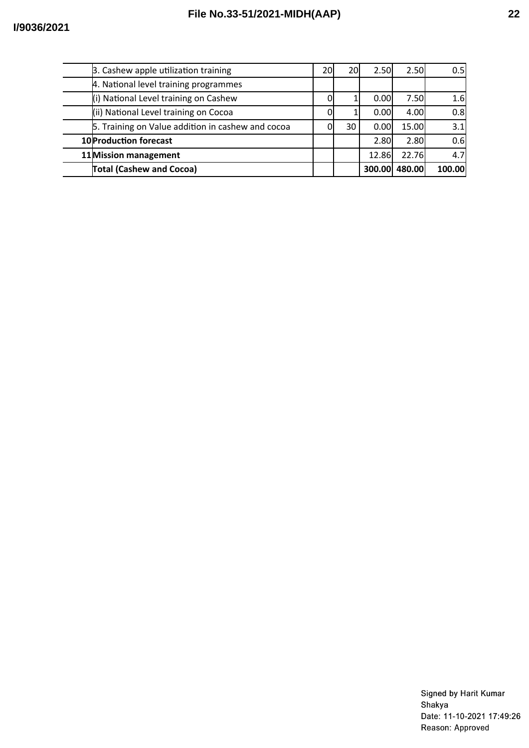| | | | | | | |
|---|---|---|---|---|---|---|
| | 3. Cashew apple utilization training | 20 | 20 | 2.50 | 2.50 | 0.5 |
| | 4. National level training programmes | | | | | |
| | (i) National Level training on Cashew | 0 | 1 | 0.00 | 7.50 | 1.6 |
| | (ii) National Level training on Cocoa | 0 | 1 | 0.00 | 4.00 | 0.8 |
| | 5. Training on Value addition in cashew and cocoa | 0 | 30 | 0.00 | 15.00 | 3.1 |
| **10** | **Production forecast** | | | 2.80 | 2.80 | 0.6 |
| **11** | **Mission management** | | | 12.86 | 22.76 | 4.7 |
| | **Total (Cashew and Cocoa)** | | | **300.00** | **480.00** | **100.00** |

Signed by Harit Kumar Shakya
Date: 11-10-2021 17:49:26
Reason: Approved